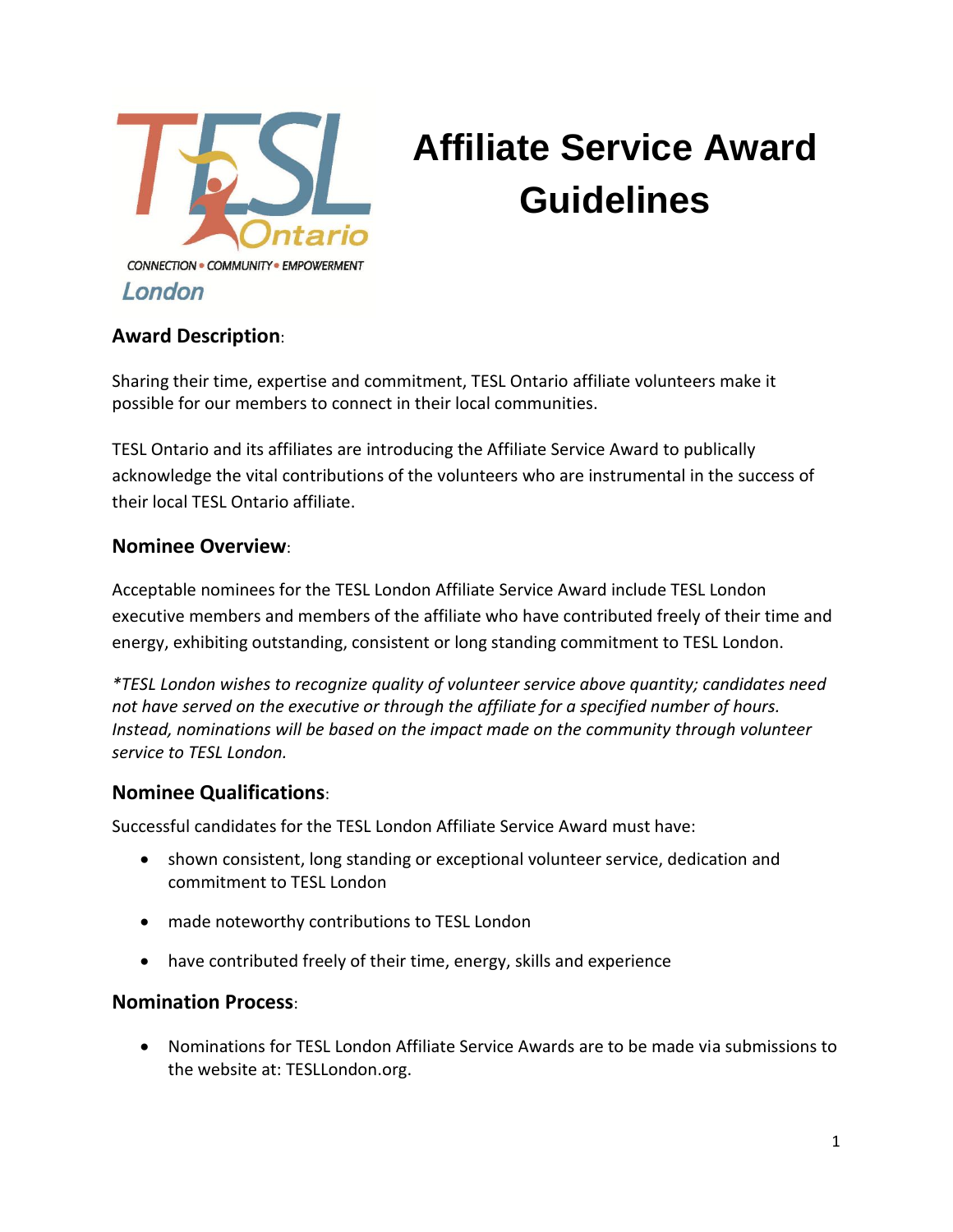# Affiliate Service Award Guidelines

## Award Description:

Sharing their time, expertise and commitment, TESL Ontario affiliate volunteers make it possible for our members to connect in their local communities.

TESL Ontario and its affiliates are introducing the Affiliate Service Award to publically acknowledge the vital contributions of the volunteers who are instrumental in the success of their local TESL Ontario affiliate.

## Nominee Overview:

Acceptable nominees for the TESL London Affiliate Service Award include TESL London executive members and members of the affiliate who have contributed freely of their time and energy, exhibiting outstanding, consistent or long standing commitment to TESL London.

*\*TESL London wishes to recognize quality of volunteer service above quantity; candidates need not have served on the executive or through the affiliate for a specified number of hours. Instead, nominations will be based on the impact made on the community through volunteer service to TESL London.*

## Nominee Qualifications:

Successful candidates for the TESL London Affiliate Service Award must have:

- shown consistent, long standing or exceptional volunteer service, dedication and commitment to TESL London
- made noteworthy contributions to TESL London
- have contributed freely of their time, energy, skills and experience

## Nomination Process:

- Nominations for TESL London Affiliate Service Awards are to be made via submissions to the website at: TESLLondon.org.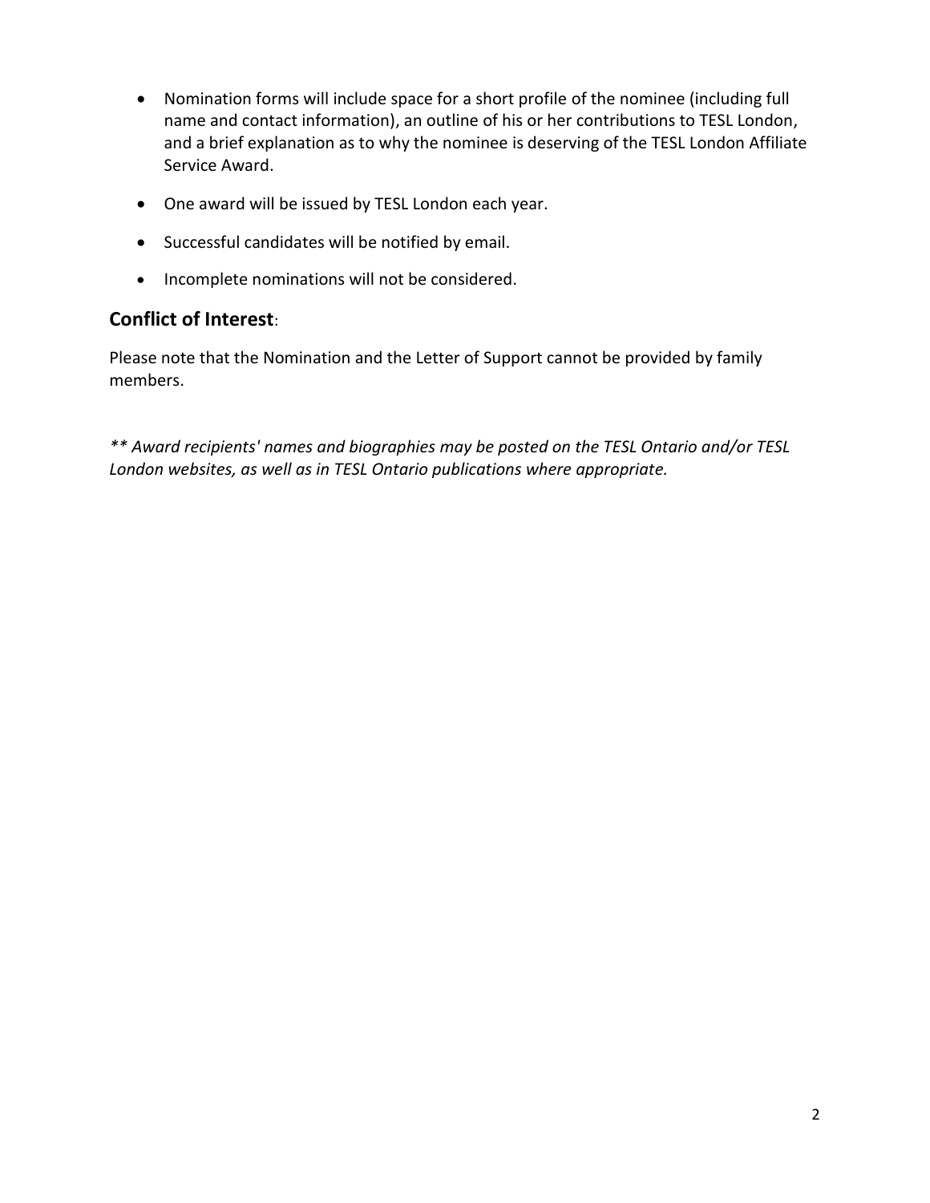- Nomination forms will include space for a short profile of the nominee (including full name and contact information), an outline of his or her contributions to TESL London, and a brief explanation as to why the nominee is deserving of the TESL London Affiliate Service Award.
- One award will be issued by TESL London each year.
- Successful candidates will be notified by email.
- Incomplete nominations will not be considered.

## **Conflict of Interest**:

Please note that the Nomination and the Letter of Support cannot be provided by family members.

*** Award recipients' names and biographies may be posted on the TESL Ontario and/or TESL London websites, as well as in TESL Ontario publications where appropriate.*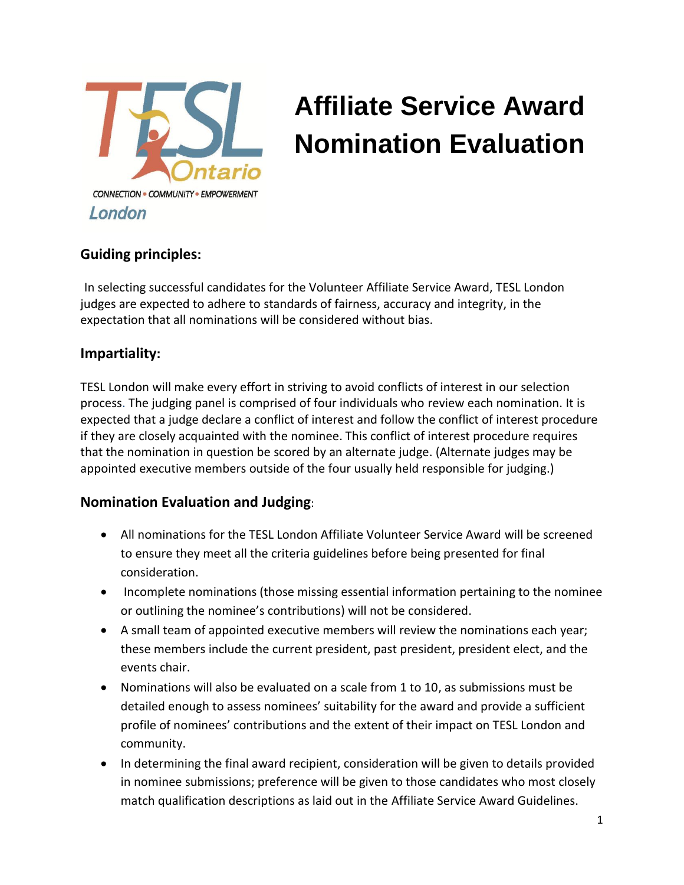# Affiliate Service Award Nomination Evaluation

## Guiding principles:

In selecting successful candidates for the Volunteer Affiliate Service Award, TESL London judges are expected to adhere to standards of fairness, accuracy and integrity, in the expectation that all nominations will be considered without bias.

## Impartiality:

TESL London will make every effort in striving to avoid conflicts of interest in our selection process. The judging panel is comprised of four individuals who review each nomination. It is expected that a judge declare a conflict of interest and follow the conflict of interest procedure if they are closely acquainted with the nominee. This conflict of interest procedure requires that the nomination in question be scored by an alternate judge. (Alternate judges may be appointed executive members outside of the four usually held responsible for judging.)

## Nomination Evaluation and Judging:

- All nominations for the TESL London Affiliate Volunteer Service Award will be screened to ensure they meet all the criteria guidelines before being presented for final consideration.
- Incomplete nominations (those missing essential information pertaining to the nominee or outlining the nominee's contributions) will not be considered.
- A small team of appointed executive members will review the nominations each year; these members include the current president, past president, president elect, and the events chair.
- Nominations will also be evaluated on a scale from 1 to 10, as submissions must be detailed enough to assess nominees' suitability for the award and provide a sufficient profile of nominees' contributions and the extent of their impact on TESL London and community.
- In determining the final award recipient, consideration will be given to details provided in nominee submissions; preference will be given to those candidates who most closely match qualification descriptions as laid out in the Affiliate Service Award Guidelines.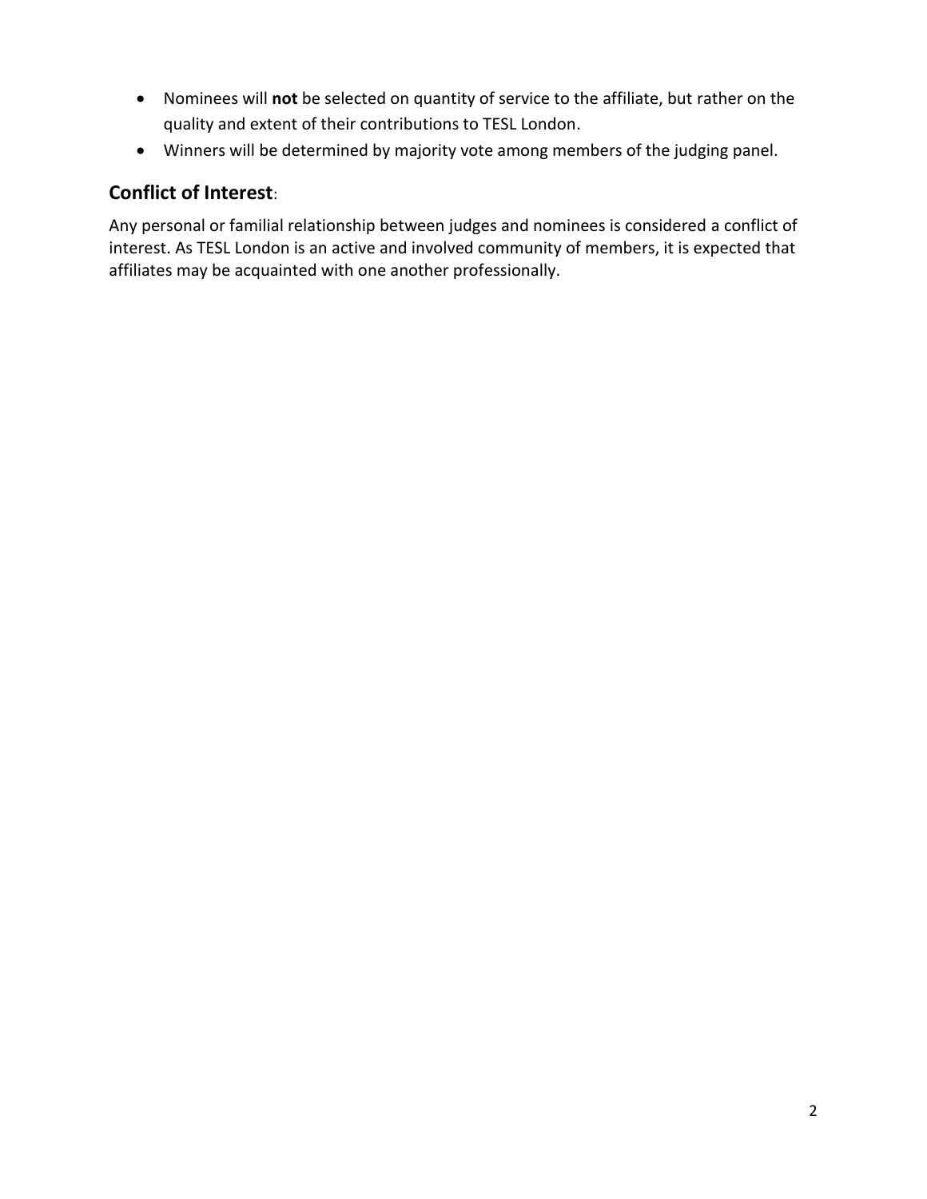- Nominees will **not** be selected on quantity of service to the affiliate, but rather on the quality and extent of their contributions to TESL London.
- Winners will be determined by majority vote among members of the judging panel.

## **Conflict of Interest**:

Any personal or familial relationship between judges and nominees is considered a conflict of interest. As TESL London is an active and involved community of members, it is expected that affiliates may be acquainted with one another professionally.